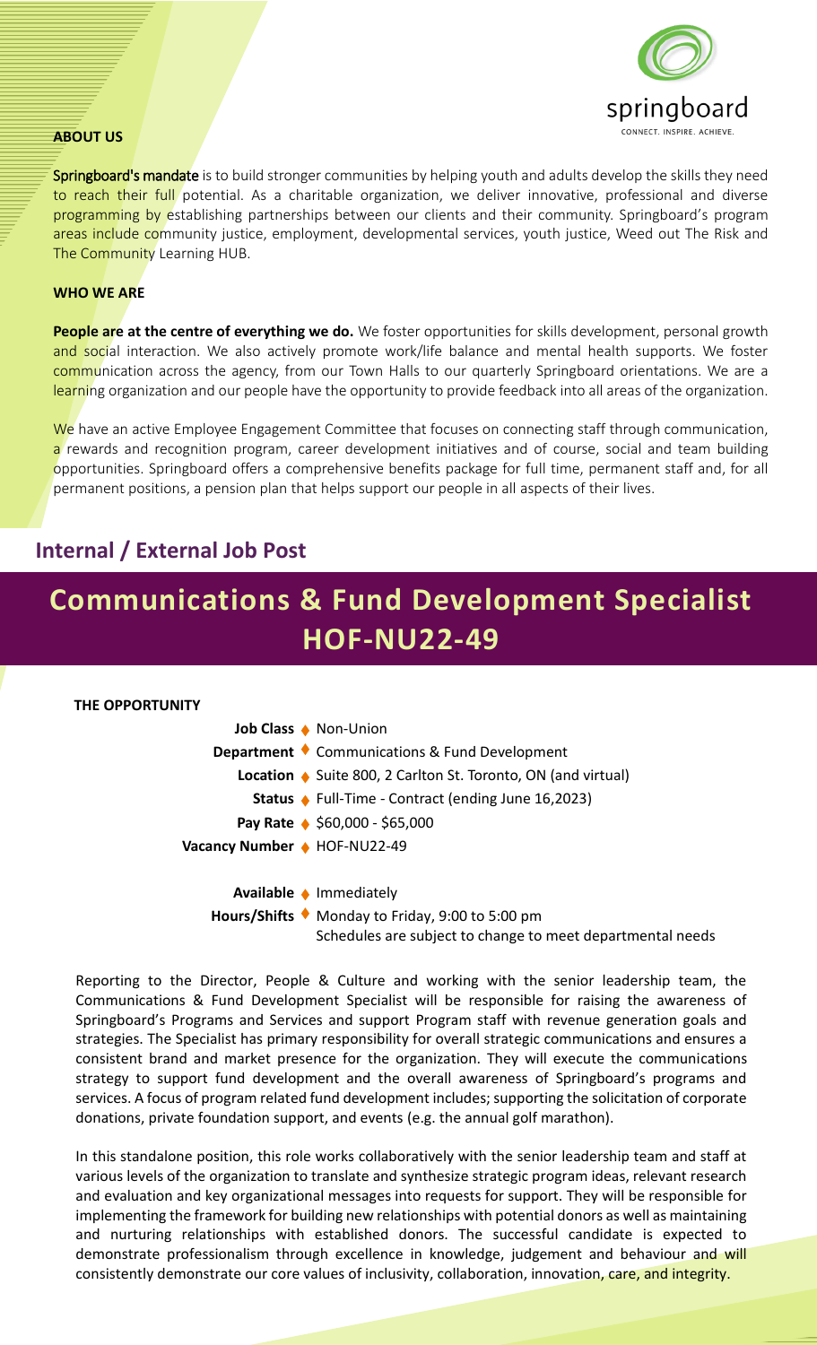springboard

CONNECT. INSPIRE. ACHIEVE.

**ABOUT US**

**Springboard's mandate** is to build stronger communities by helping youth and adults develop the skills they need to reach their full potential. As a charitable organization, we deliver innovative, professional and diverse programming by establishing partnerships between our clients and their community. Springboard's program areas include community justice, employment, developmental services, youth justice, Weed out The Risk and The Community Learning HUB.

**WHO WE ARE**

**People are at the centre of everything we do.** We foster opportunities for skills development, personal growth and social interaction. We also actively promote work/life balance and mental health supports. We foster communication across the agency, from our Town Halls to our quarterly Springboard orientations. We are a learning organization and our people have the opportunity to provide feedback into all areas of the organization.

We have an active Employee Engagement Committee that focuses on connecting staff through communication, a rewards and recognition program, career development initiatives and of course, social and team building opportunities. Springboard offers a comprehensive benefits package for full time, permanent staff and, for all permanent positions, a pension plan that helps support our people in all aspects of their lives.

## Internal / External Job Post

# Communications & Fund Development Specialist HOF-NU22-49

**THE OPPORTUNITY**

- **Job Class** ♦ Non-Union
- **Department** ♦ Communications & Fund Development
- **Location** ♦ Suite 800, 2 Carlton St. Toronto, ON (and virtual)
- **Status** ♦ Full-Time - Contract (ending June 16,2023)
- **Pay Rate** ♦ $60,000 - $65,000
- **Vacancy Number** ♦ HOF-NU22-49

- **Available** ♦ Immediately
- **Hours/Shifts** ♦ Monday to Friday, 9:00 to 5:00 pm
  Schedules are subject to change to meet departmental needs

Reporting to the Director, People & Culture and working with the senior leadership team, the Communications & Fund Development Specialist will be responsible for raising the awareness of Springboard's Programs and Services and support Program staff with revenue generation goals and strategies. The Specialist has primary responsibility for overall strategic communications and ensures a consistent brand and market presence for the organization. They will execute the communications strategy to support fund development and the overall awareness of Springboard's programs and services. A focus of program related fund development includes; supporting the solicitation of corporate donations, private foundation support, and events (e.g. the annual golf marathon).

In this standalone position, this role works collaboratively with the senior leadership team and staff at various levels of the organization to translate and synthesize strategic program ideas, relevant research and evaluation and key organizational messages into requests for support. They will be responsible for implementing the framework for building new relationships with potential donors as well as maintaining and nurturing relationships with established donors. The successful candidate is expected to demonstrate professionalism through excellence in knowledge, judgement and behaviour and will consistently demonstrate our core values of inclusivity, collaboration, innovation, care, and integrity.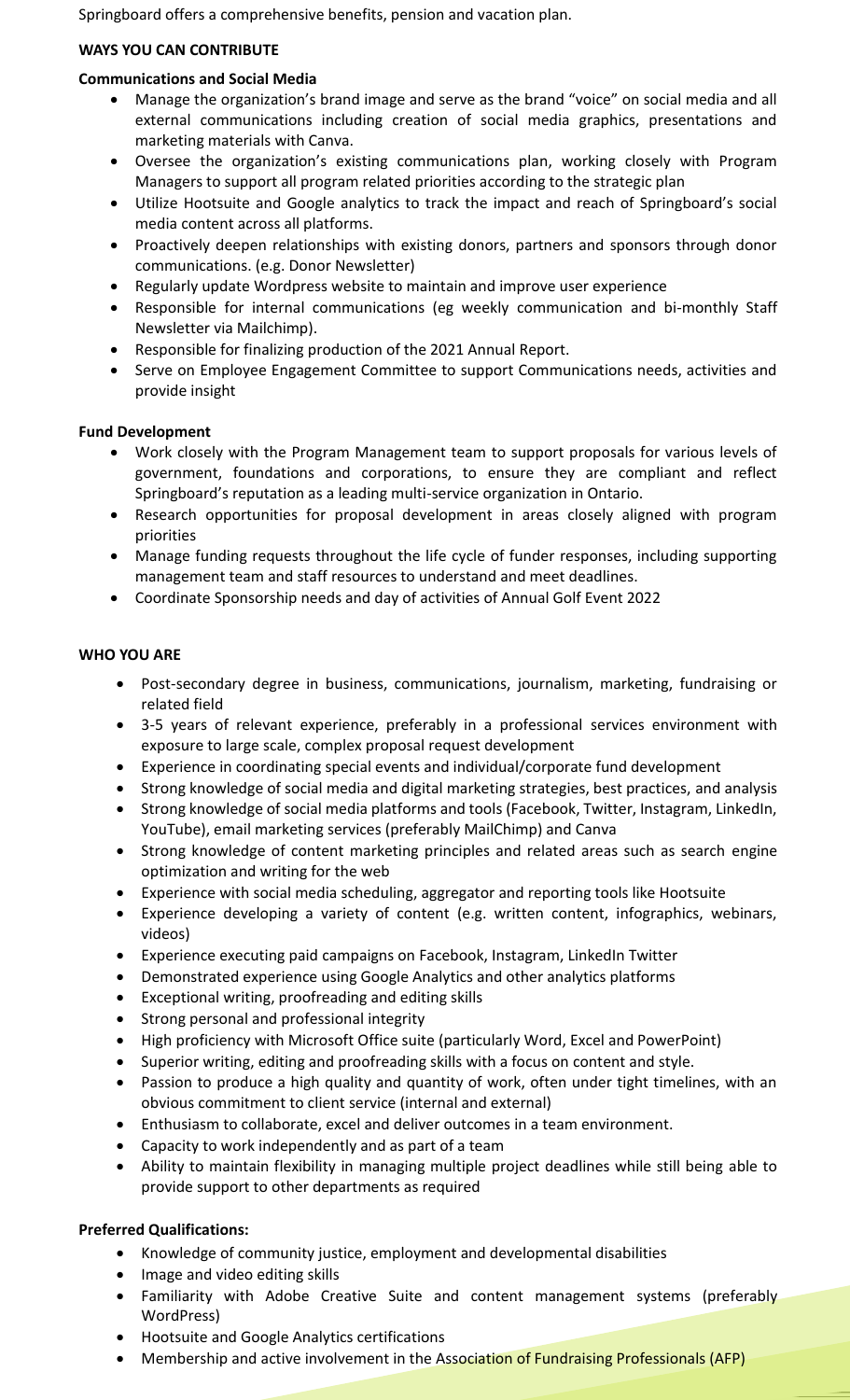Springboard offers a comprehensive benefits, pension and vacation plan.

**WAYS YOU CAN CONTRIBUTE**

**Communications and Social Media**

- Manage the organization's brand image and serve as the brand "voice" on social media and all external communications including creation of social media graphics, presentations and marketing materials with Canva.
- Oversee the organization's existing communications plan, working closely with Program Managers to support all program related priorities according to the strategic plan
- Utilize Hootsuite and Google analytics to track the impact and reach of Springboard's social media content across all platforms.
- Proactively deepen relationships with existing donors, partners and sponsors through donor communications. (e.g. Donor Newsletter)
- Regularly update Wordpress website to maintain and improve user experience
- Responsible for internal communications (eg weekly communication and bi-monthly Staff Newsletter via Mailchimp).
- Responsible for finalizing production of the 2021 Annual Report.
- Serve on Employee Engagement Committee to support Communications needs, activities and provide insight

**Fund Development**

- Work closely with the Program Management team to support proposals for various levels of government, foundations and corporations, to ensure they are compliant and reflect Springboard's reputation as a leading multi-service organization in Ontario.
- Research opportunities for proposal development in areas closely aligned with program priorities
- Manage funding requests throughout the life cycle of funder responses, including supporting management team and staff resources to understand and meet deadlines.
- Coordinate Sponsorship needs and day of activities of Annual Golf Event 2022

**WHO YOU ARE**

- Post-secondary degree in business, communications, journalism, marketing, fundraising or related field
- 3-5 years of relevant experience, preferably in a professional services environment with exposure to large scale, complex proposal request development
- Experience in coordinating special events and individual/corporate fund development
- Strong knowledge of social media and digital marketing strategies, best practices, and analysis
- Strong knowledge of social media platforms and tools (Facebook, Twitter, Instagram, LinkedIn, YouTube), email marketing services (preferably MailChimp) and Canva
- Strong knowledge of content marketing principles and related areas such as search engine optimization and writing for the web
- Experience with social media scheduling, aggregator and reporting tools like Hootsuite
- Experience developing a variety of content (e.g. written content, infographics, webinars, videos)
- Experience executing paid campaigns on Facebook, Instagram, LinkedIn Twitter
- Demonstrated experience using Google Analytics and other analytics platforms
- Exceptional writing, proofreading and editing skills
- Strong personal and professional integrity
- High proficiency with Microsoft Office suite (particularly Word, Excel and PowerPoint)
- Superior writing, editing and proofreading skills with a focus on content and style.
- Passion to produce a high quality and quantity of work, often under tight timelines, with an obvious commitment to client service (internal and external)
- Enthusiasm to collaborate, excel and deliver outcomes in a team environment.
- Capacity to work independently and as part of a team
- Ability to maintain flexibility in managing multiple project deadlines while still being able to provide support to other departments as required

**Preferred Qualifications:**

- Knowledge of community justice, employment and developmental disabilities
- Image and video editing skills
- Familiarity with Adobe Creative Suite and content management systems (preferably WordPress)
- Hootsuite and Google Analytics certifications
- Membership and active involvement in the Association of Fundraising Professionals (AFP)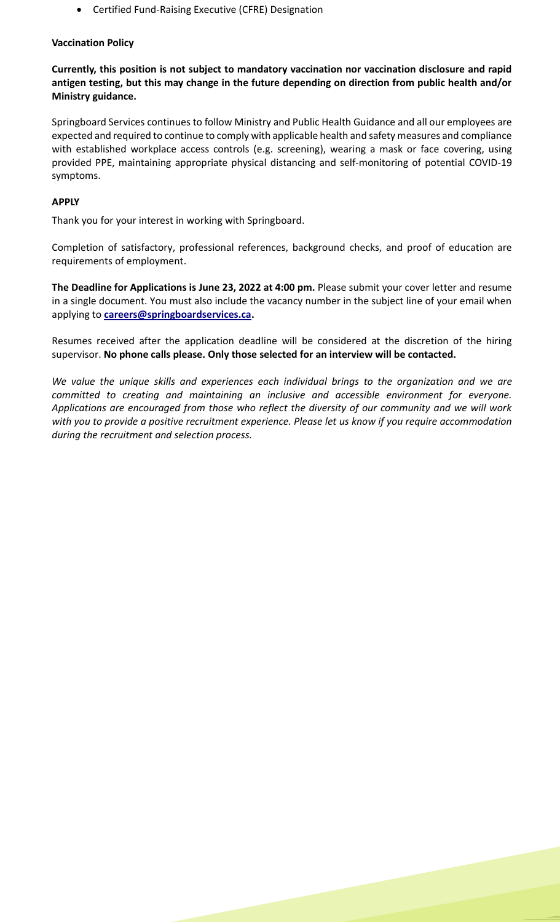- Certified Fund-Raising Executive (CFRE) Designation

**Vaccination Policy**

**Currently, this position is not subject to mandatory vaccination nor vaccination disclosure and rapid antigen testing, but this may change in the future depending on direction from public health and/or Ministry guidance.**

Springboard Services continues to follow Ministry and Public Health Guidance and all our employees are expected and required to continue to comply with applicable health and safety measures and compliance with established workplace access controls (e.g. screening), wearing a mask or face covering, using provided PPE, maintaining appropriate physical distancing and self-monitoring of potential COVID-19 symptoms.

**APPLY**

Thank you for your interest in working with Springboard.

Completion of satisfactory, professional references, background checks, and proof of education are requirements of employment.

**The Deadline for Applications is June 23, 2022 at 4:00 pm.** Please submit your cover letter and resume in a single document. You must also include the vacancy number in the subject line of your email when applying to **careers@springboardservices.ca.**

Resumes received after the application deadline will be considered at the discretion of the hiring supervisor. **No phone calls please. Only those selected for an interview will be contacted.**

*We value the unique skills and experiences each individual brings to the organization and we are committed to creating and maintaining an inclusive and accessible environment for everyone. Applications are encouraged from those who reflect the diversity of our community and we will work with you to provide a positive recruitment experience. Please let us know if you require accommodation during the recruitment and selection process.*